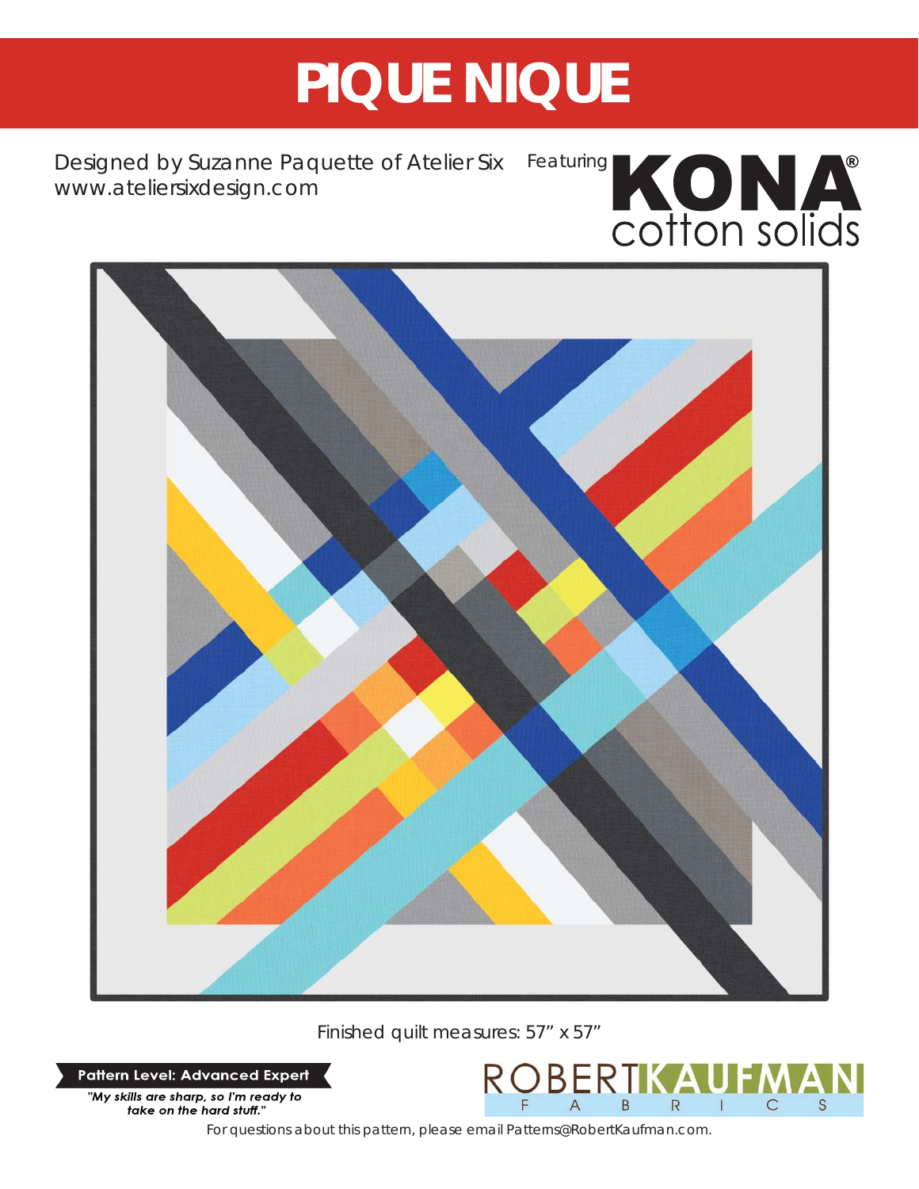# PIQUE NIQUE

Designed by Suzanne Paquette of Atelier Six
www.ateliersixdesign.com

Featuring **KONA®** cotton solids

Finished quilt measures: 57" x 57"

**Pattern Level: Advanced Expert**

*"My skills are sharp, so I'm ready to take on the hard stuff."*

ROBERT KAUFMAN FABRICS

For questions about this pattern, please email Patterns@RobertKaufman.com.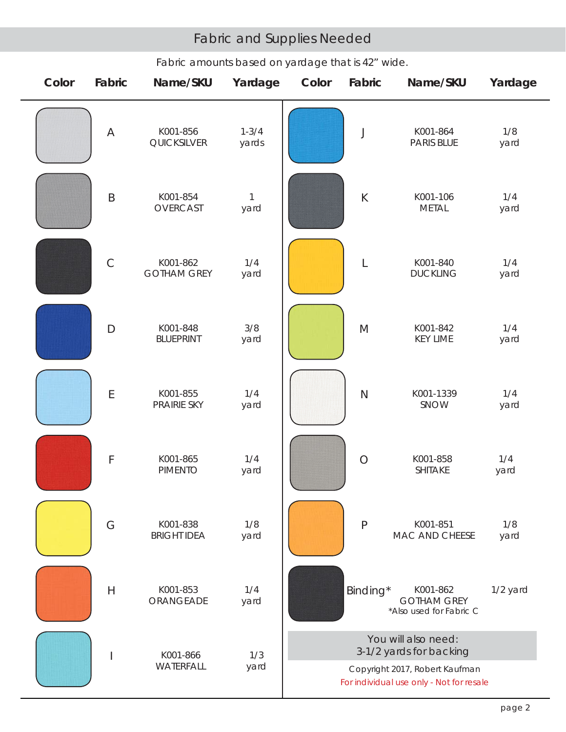# Fabric and Supplies Needed

Fabric amounts based on yardage that is 42" wide.

| Color | Fabric | Name/SKU | Yardage | Color | Fabric | Name/SKU | Yardage |
|---|---|---|---|---|---|---|---|
| | A | K001-856 QUICKSILVER | 1-3/4 yards | | J | K001-864 PARIS BLUE | 1/8 yard |
| | B | K001-854 OVERCAST | 1 yard | | K | K001-106 METAL | 1/4 yard |
| | C | K001-862 GOTHAM GREY | 1/4 yard | | L | K001-840 DUCKLING | 1/4 yard |
| | D | K001-848 BLUEPRINT | 3/8 yard | | M | K001-842 KEY LIME | 1/4 yard |
| | E | K001-855 PRAIRIE SKY | 1/4 yard | | N | K001-1339 SNOW | 1/4 yard |
| | F | K001-865 PIMENTO | 1/4 yard | | O | K001-858 SHITAKE | 1/4 yard |
| | G | K001-838 BRIGHT IDEA | 1/8 yard | | P | K001-851 MAC AND CHEESE | 1/8 yard |
| | H | K001-853 ORANGEADE | 1/4 yard | | Binding* | K001-862 GOTHAM GREY *Also used for Fabric C | 1/2 yard |
| | I | K001-866 WATERFALL | 1/3 yard | | | | |

You will also need:
3-1/2 yards for backing

Copyright 2017, Robert Kaufman

For individual use only - Not for resale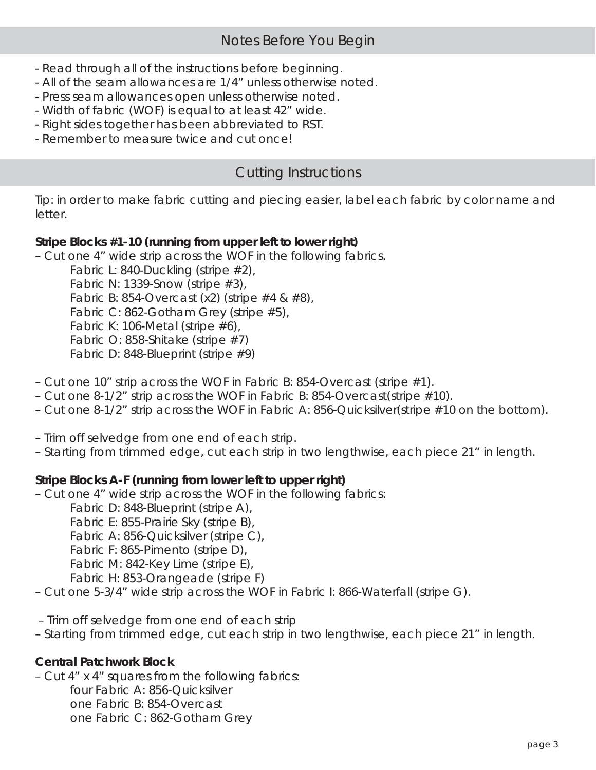## Notes Before You Begin

- Read through all of the instructions before beginning.
- All of the seam allowances are 1/4" unless otherwise noted.
- Press seam allowances open unless otherwise noted.
- Width of fabric (WOF) is equal to at least 42" wide.
- Right sides together has been abbreviated to RST.
- Remember to measure twice and cut once!

## Cutting Instructions

Tip: in order to make fabric cutting and piecing easier, label each fabric by color name and letter.

**Stripe Blocks #1-10 (running from upper left to lower right)**

– Cut one 4" wide strip across the WOF in the following fabrics.

    Fabric L: 840-Duckling (stripe #2),
    Fabric N: 1339-Snow (stripe #3),
    Fabric B: 854-Overcast (x2) (stripe #4 & #8),
    Fabric C: 862-Gotham Grey (stripe #5),
    Fabric K: 106-Metal (stripe #6),
    Fabric O: 858-Shitake (stripe #7)
    Fabric D: 848-Blueprint (stripe #9)

– Cut one 10" strip across the WOF in Fabric B: 854-Overcast (stripe #1).
– Cut one 8-1/2" strip across the WOF in Fabric B: 854-Overcast(stripe #10).
– Cut one 8-1/2" strip across the WOF in Fabric A: 856-Quicksilver(stripe #10 on the bottom).

– Trim off selvedge from one end of each strip.
– Starting from trimmed edge, cut each strip in two lengthwise, each piece 21" in length.

**Stripe Blocks A-F (running from lower left to upper right)**

– Cut one 4" wide strip across the WOF in the following fabrics:

    Fabric D: 848-Blueprint (stripe A),
    Fabric E: 855-Prairie Sky (stripe B),
    Fabric A: 856-Quicksilver (stripe C),
    Fabric F: 865-Pimento (stripe D),
    Fabric M: 842-Key Lime (stripe E),
    Fabric H: 853-Orangeade (stripe F)

– Cut one 5-3/4" wide strip across the WOF in Fabric I: 866-Waterfall (stripe G).

– Trim off selvedge from one end of each strip
– Starting from trimmed edge, cut each strip in two lengthwise, each piece 21" in length.

**Central Patchwork Block**

– Cut 4" x 4" squares from the following fabrics:

    four Fabric A: 856-Quicksilver
    one Fabric B: 854-Overcast
    one Fabric C: 862-Gotham Grey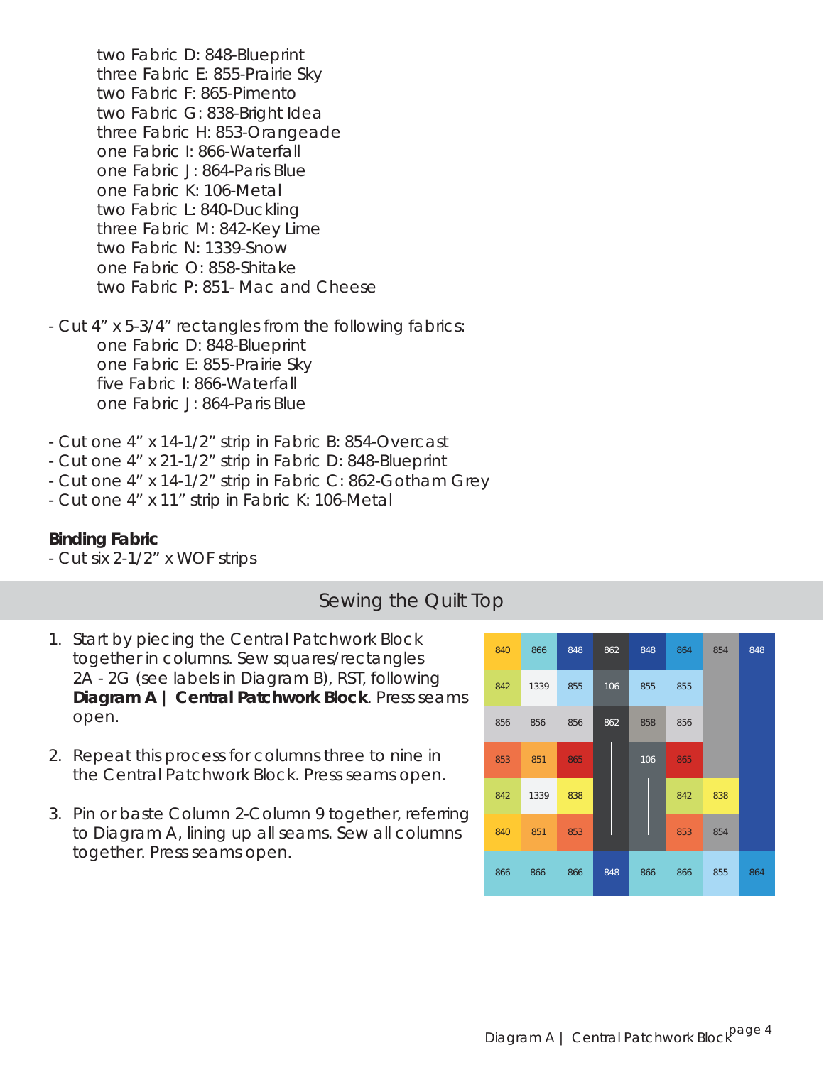two Fabric D: 848-Blueprint
three Fabric E: 855-Prairie Sky
two Fabric F: 865-Pimento
two Fabric G: 838-Bright Idea
three Fabric H: 853-Orangeade
one Fabric I: 866-Waterfall
one Fabric J: 864-Paris Blue
one Fabric K: 106-Metal
two Fabric L: 840-Duckling
three Fabric M: 842-Key Lime
two Fabric N: 1339-Snow
one Fabric O: 858-Shitake
two Fabric P: 851- Mac and Cheese

- Cut 4” x 5-3/4” rectangles from the following fabrics:
  - one Fabric D: 848-Blueprint
  - one Fabric E: 855-Prairie Sky
  - five Fabric I: 866-Waterfall
  - one Fabric J: 864-Paris Blue

- Cut one 4” x 14-1/2” strip in Fabric B: 854-Overcast
- Cut one 4” x 21-1/2” strip in Fabric D: 848-Blueprint
- Cut one 4” x 14-1/2” strip in Fabric C: 862-Gotham Grey
- Cut one 4” x 11” strip in Fabric K: 106-Metal

**Binding Fabric**

- Cut six 2-1/2” x WOF strips

## Sewing the Quilt Top

1. Start by piecing the Central Patchwork Block together in columns. Sew squares/rectangles 2A - 2G (see labels in Diagram B), RST, following **Diagram A | Central Patchwork Block**. Press seams open.

2. Repeat this process for columns three to nine in the Central Patchwork Block. Press seams open.

3. Pin or baste Column 2-Column 9 together, referring to Diagram A, lining up all seams. Sew all columns together. Press seams open.

| 840 | 866 | 848 | 862 | 848 | 864 | 854 | 848 |
|---|---|---|---|---|---|---|---|
| 842 | 1339 | 855 | 106 | 855 | 855 | | |
| 856 | 856 | 856 | 862 | 858 | 856 | | |
| 853 | 851 | 865 | | 106 | 865 | | |
| 842 | 1339 | 838 | | | 842 | 838 | |
| 840 | 851 | 853 | | | 853 | 854 | |
| 866 | 866 | 866 | 848 | 866 | 866 | 855 | 864 |

Diagram A | Central Patchwork Block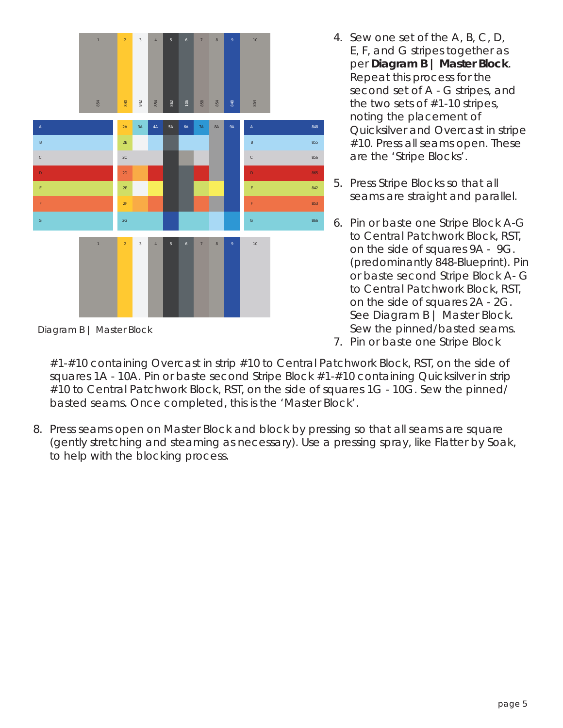Diagram B | Master Block

4. Sew one set of the A, B, C, D, E, F, and G stripes together as per **Diagram B | Master Block**. Repeat this process for the second set of A - G stripes, and the two sets of #1-10 stripes, noting the placement of Quicksilver and Overcast in stripe #10. Press all seams open. These are the 'Stripe Blocks'.
5. Press Stripe Blocks so that all seams are straight and parallel.
6. Pin or baste one Stripe Block A-G to Central Patchwork Block, RST, on the side of squares 9A - 9G. (predominantly 848-Blueprint). Pin or baste second Stripe Block A- G to Central Patchwork Block, RST, on the side of squares 2A - 2G. See Diagram B | Master Block. Sew the pinned/basted seams.
7. Pin or baste one Stripe Block #1-#10 containing Overcast in strip #10 to Central Patchwork Block, RST, on the side of squares 1A - 10A. Pin or baste second Stripe Block #1-#10 containing Quicksilver in strip #10 to Central Patchwork Block, RST, on the side of squares 1G - 10G. Sew the pinned/ basted seams. Once completed, this is the 'Master Block'.
8. Press seams open on Master Block and block by pressing so that all seams are square (gently stretching and steaming as necessary). Use a pressing spray, like Flatter by Soak, to help with the blocking process.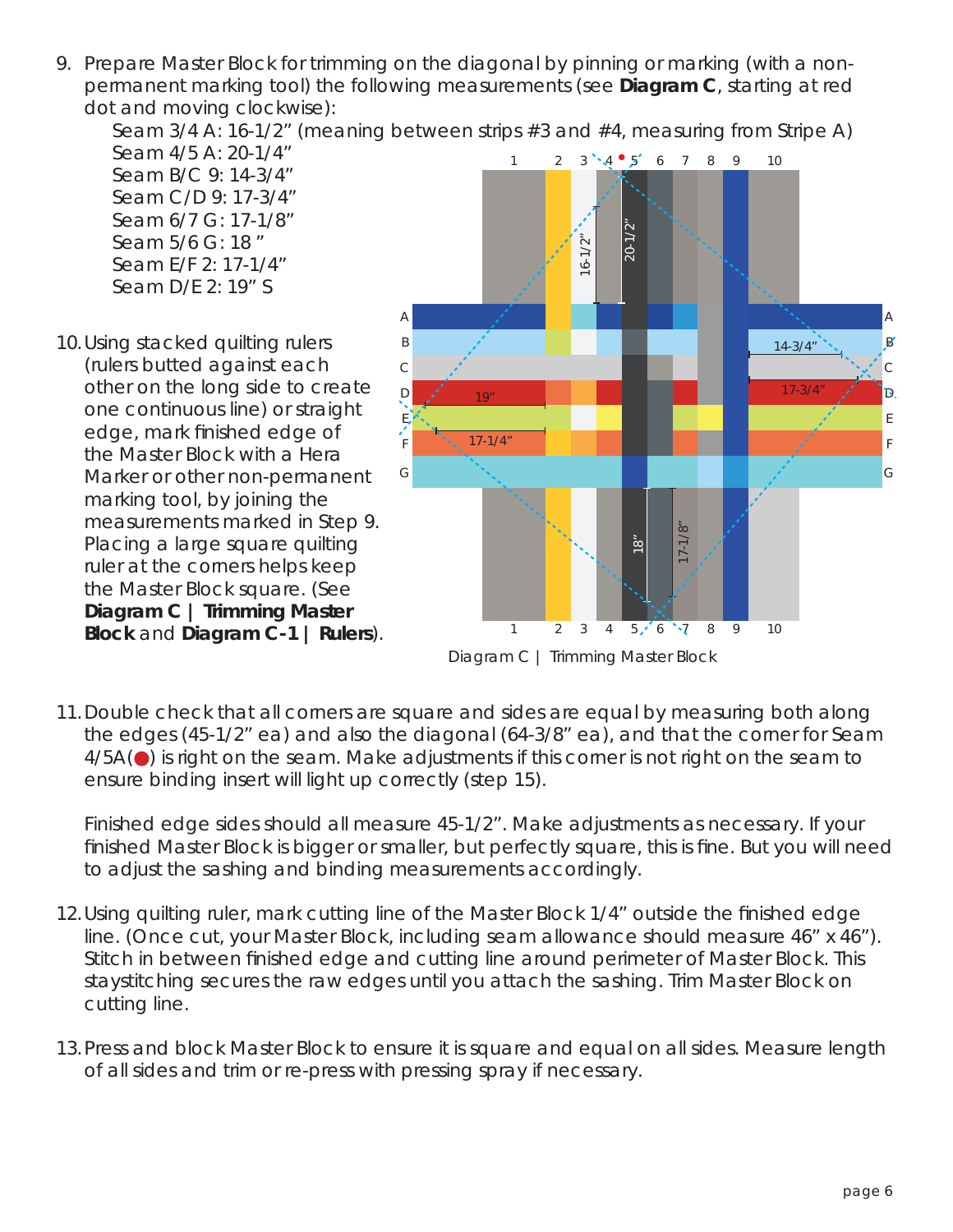9. Prepare Master Block for trimming on the diagonal by pinning or marking (with a non-permanent marking tool) the following measurements (see **Diagram C**, starting at red dot and moving clockwise):

   Seam 3/4 A: 16-1/2" (meaning between strips #3 and #4, measuring from Stripe A)
   Seam 4/5 A: 20-1/4"
   Seam B/C 9: 14-3/4"
   Seam C/D 9: 17-3/4"
   Seam 6/7 G: 17-1/8"
   Seam 5/6 G: 18 "
   Seam E/F 2: 17-1/4"
   Seam D/E 2: 19" S

10. Using stacked quilting rulers (rulers butted against each other on the long side to create one continuous line) or straight edge, mark finished edge of the Master Block with a Hera Marker or other non-permanent marking tool, by joining the measurements marked in Step 9. Placing a large square quilting ruler at the corners helps keep the Master Block square. (See **Diagram C | Trimming Master Block** and **Diagram C-1 | Rulers**).

Diagram C | Trimming Master Block

11. Double check that all corners are square and sides are equal by measuring both along the edges (45-1/2" ea) and also the diagonal (64-3/8" ea), and that the corner for Seam 4/5A(●) is right on the seam. Make adjustments if this corner is not right on the seam to ensure binding insert will light up correctly (step 15).

    Finished edge sides should all measure 45-1/2". Make adjustments as necessary. If your finished Master Block is bigger or smaller, but perfectly square, this is fine. But you will need to adjust the sashing and binding measurements accordingly.

12. Using quilting ruler, mark cutting line of the Master Block 1/4" outside the finished edge line. (Once cut, your Master Block, including seam allowance should measure 46" x 46"). Stitch in between finished edge and cutting line around perimeter of Master Block. This staystitching secures the raw edges until you attach the sashing. Trim Master Block on cutting line.

13. Press and block Master Block to ensure it is square and equal on all sides. Measure length of all sides and trim or re-press with pressing spray if necessary.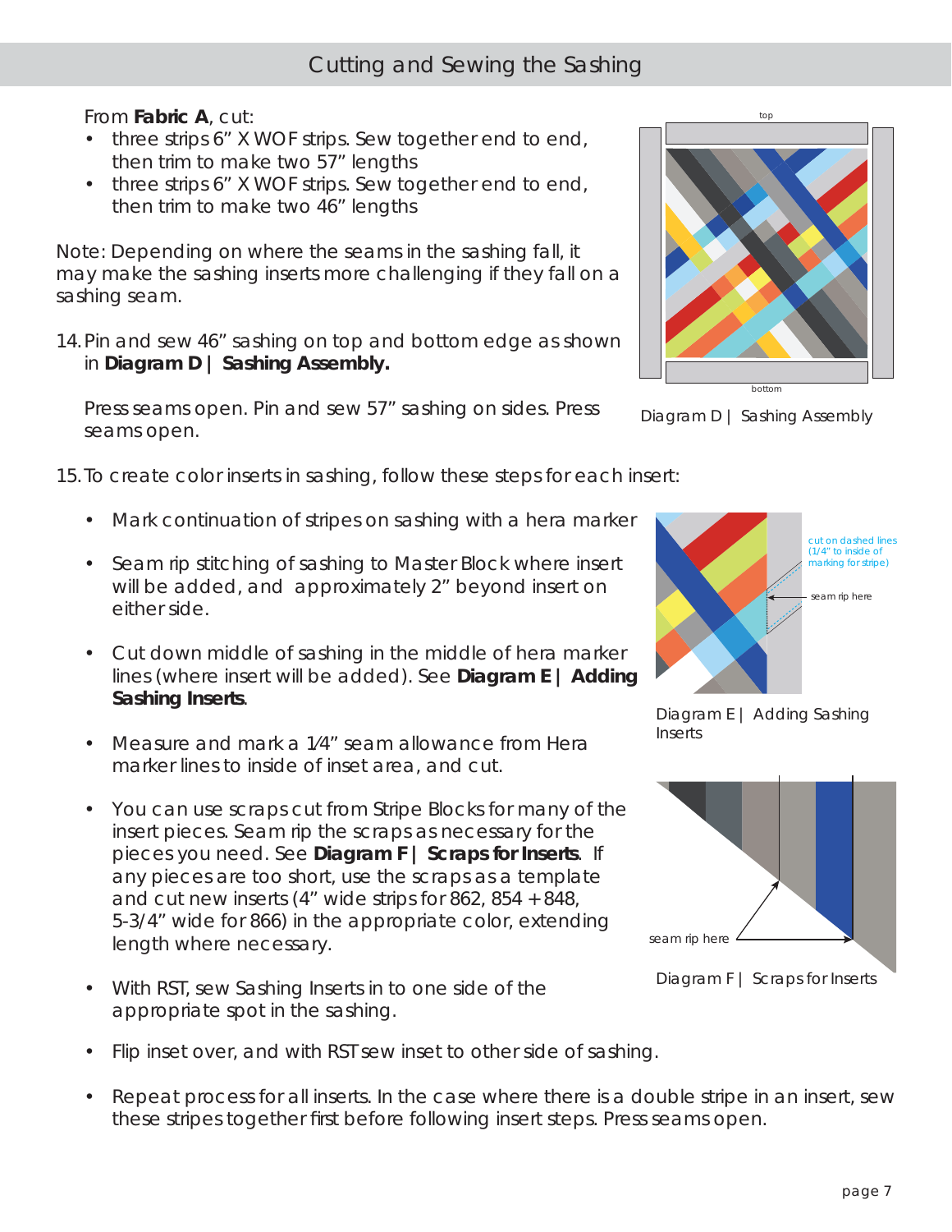# Cutting and Sewing the Sashing

From **Fabric A**, cut:

- three strips 6" X WOF strips. Sew together end to end, then trim to make two 57" lengths
- three strips 6" X WOF strips. Sew together end to end, then trim to make two 46" lengths

Note: Depending on where the seams in the sashing fall, it may make the sashing inserts more challenging if they fall on a sashing seam.

14. Pin and sew 46" sashing on top and bottom edge as shown in **Diagram D | Sashing Assembly.**

    Press seams open. Pin and sew 57" sashing on sides. Press seams open.

top

bottom

Diagram D | Sashing Assembly

15. To create color inserts in sashing, follow these steps for each insert:

- Mark continuation of stripes on sashing with a hera marker
- Seam rip stitching of sashing to Master Block where insert will be added, and approximately 2" beyond insert on either side.
- Cut down middle of sashing in the middle of hera marker lines (where insert will be added). See **Diagram E | Adding Sashing Inserts**.
- Measure and mark a 1⁄4" seam allowance from Hera marker lines to inside of inset area, and cut.
- You can use scraps cut from Stripe Blocks for many of the insert pieces. Seam rip the scraps as necessary for the pieces you need. See **Diagram F | Scraps for Inserts**. If any pieces are too short, use the scraps as a template and cut new inserts (4" wide strips for 862, 854 + 848, 5-3/4" wide for 866) in the appropriate color, extending length where necessary.
- With RST, sew Sashing Inserts in to one side of the appropriate spot in the sashing.
- Flip inset over, and with RST sew inset to other side of sashing.
- Repeat process for all inserts. In the case where there is a double stripe in an insert, sew these stripes together first before following insert steps. Press seams open.

cut on dashed lines (1/4" to inside of marking for stripe)

seam rip here

Diagram E | Adding Sashing Inserts

seam rip here

Diagram F | Scraps for Inserts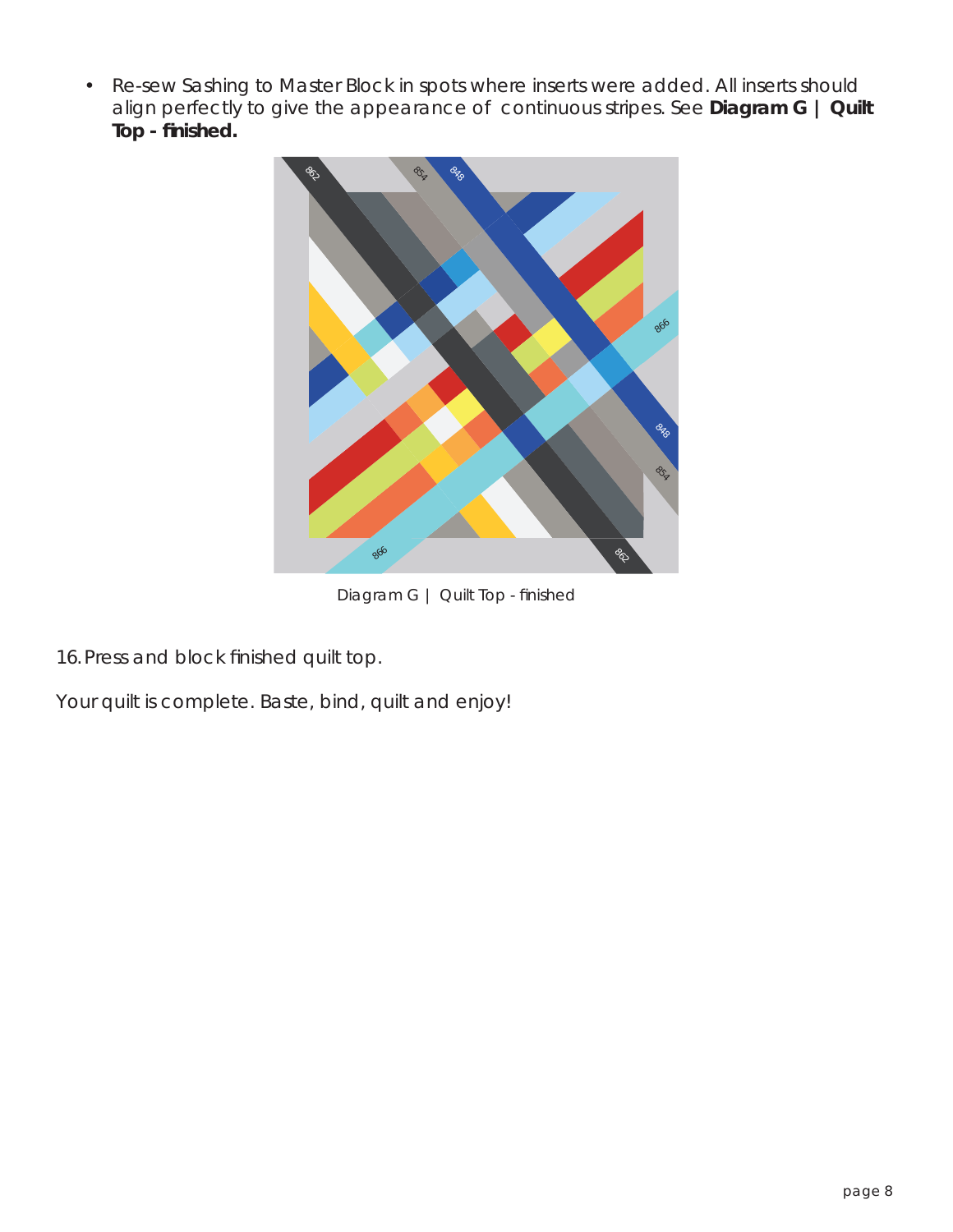- Re-sew Sashing to Master Block in spots where inserts were added. All inserts should align perfectly to give the appearance of continuous stripes. See **Diagram G | Quilt Top - finished.**

862

854

848

866

848

854

866

862

Diagram G | Quilt Top - finished

16. Press and block finished quilt top.

Your quilt is complete. Baste, bind, quilt and enjoy!